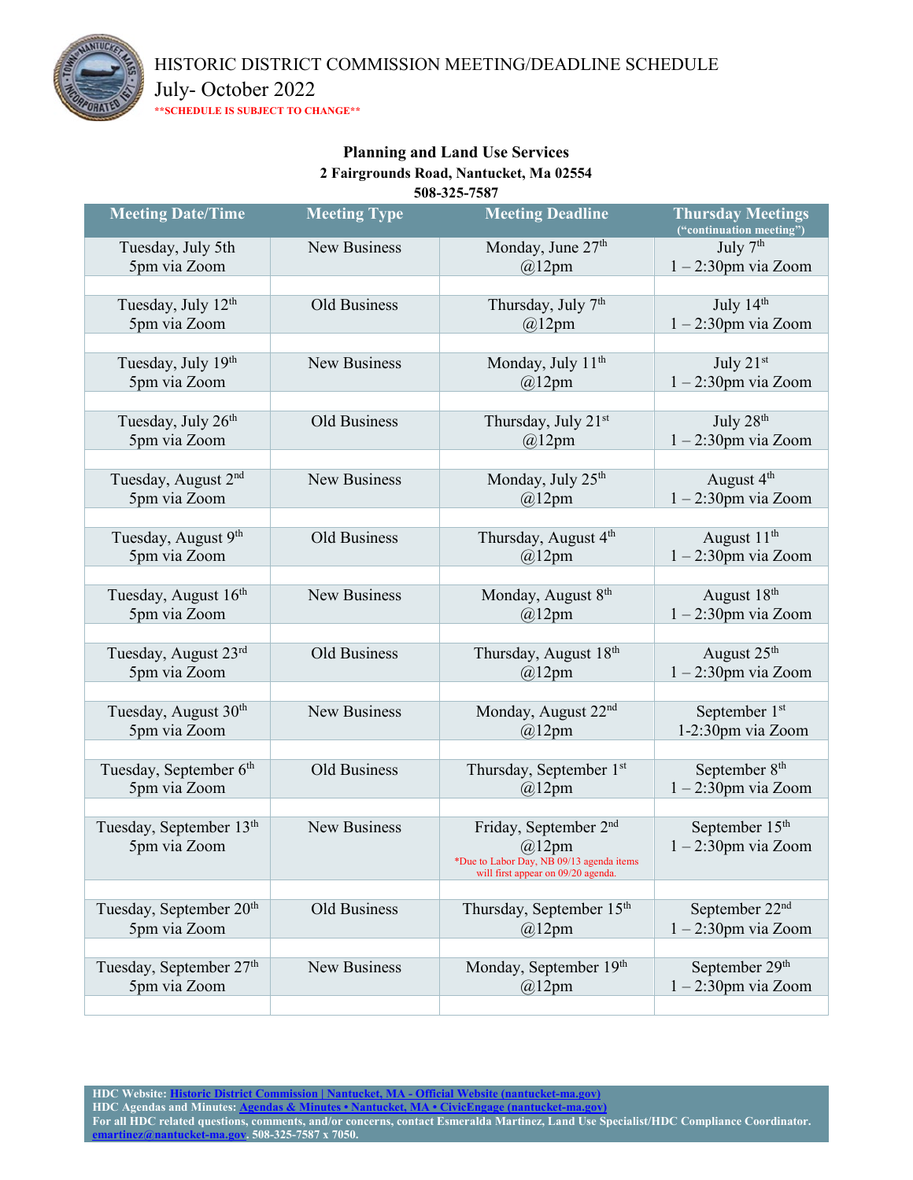# HISTORIC DISTRICT COMMISSION MEETING/DEADLINE SCHEDULE

## July- October 2022

****SCHEDULE IS SUBJECT TO CHANGE****

**Planning and Land Use Services**
**2 Fairgrounds Road, Nantucket, Ma 02554**
**508-325-7587**

| Meeting Date/Time | Meeting Type | Meeting Deadline | Thursday Meetings ("continuation meeting") |
|---|---|---|---|
| Tuesday, July 5th 5pm via Zoom | New Business | Monday, June 27th @12pm | July 7th 1 – 2:30pm via Zoom |
| Tuesday, July 12th 5pm via Zoom | Old Business | Thursday, July 7th @12pm | July 14th 1 – 2:30pm via Zoom |
| Tuesday, July 19th 5pm via Zoom | New Business | Monday, July 11th @12pm | July 21st 1 – 2:30pm via Zoom |
| Tuesday, July 26th 5pm via Zoom | Old Business | Thursday, July 21st @12pm | July 28th 1 – 2:30pm via Zoom |
| Tuesday, August 2nd 5pm via Zoom | New Business | Monday, July 25th @12pm | August 4th 1 – 2:30pm via Zoom |
| Tuesday, August 9th 5pm via Zoom | Old Business | Thursday, August 4th @12pm | August 11th 1 – 2:30pm via Zoom |
| Tuesday, August 16th 5pm via Zoom | New Business | Monday, August 8th @12pm | August 18th 1 – 2:30pm via Zoom |
| Tuesday, August 23rd 5pm via Zoom | Old Business | Thursday, August 18th @12pm | August 25th 1 – 2:30pm via Zoom |
| Tuesday, August 30th 5pm via Zoom | New Business | Monday, August 22nd @12pm | September 1st 1-2:30pm via Zoom |
| Tuesday, September 6th 5pm via Zoom | Old Business | Thursday, September 1st @12pm | September 8th 1 – 2:30pm via Zoom |
| Tuesday, September 13th 5pm via Zoom | New Business | Friday, September 2nd @12pm *Due to Labor Day, NB 09/13 agenda items will first appear on 09/20 agenda. | September 15th 1 – 2:30pm via Zoom |
| Tuesday, September 20th 5pm via Zoom | Old Business | Thursday, September 15th @12pm | September 22nd 1 – 2:30pm via Zoom |
| Tuesday, September 27th 5pm via Zoom | New Business | Monday, September 19th @12pm | September 29th 1 – 2:30pm via Zoom |

**HDC Website:** [Historic District Commission | Nantucket, MA - Official Website (nantucket-ma.gov)]
**HDC Agendas and Minutes:** [Agendas & Minutes • Nantucket, MA • CivicEngage (nantucket-ma.gov)]
**For all HDC related questions, comments, and/or concerns, contact Esmeralda Martinez, Land Use Specialist/HDC Compliance Coordinator.** emartinez@nantucket-ma.gov. **508-325-7587 x 7050.**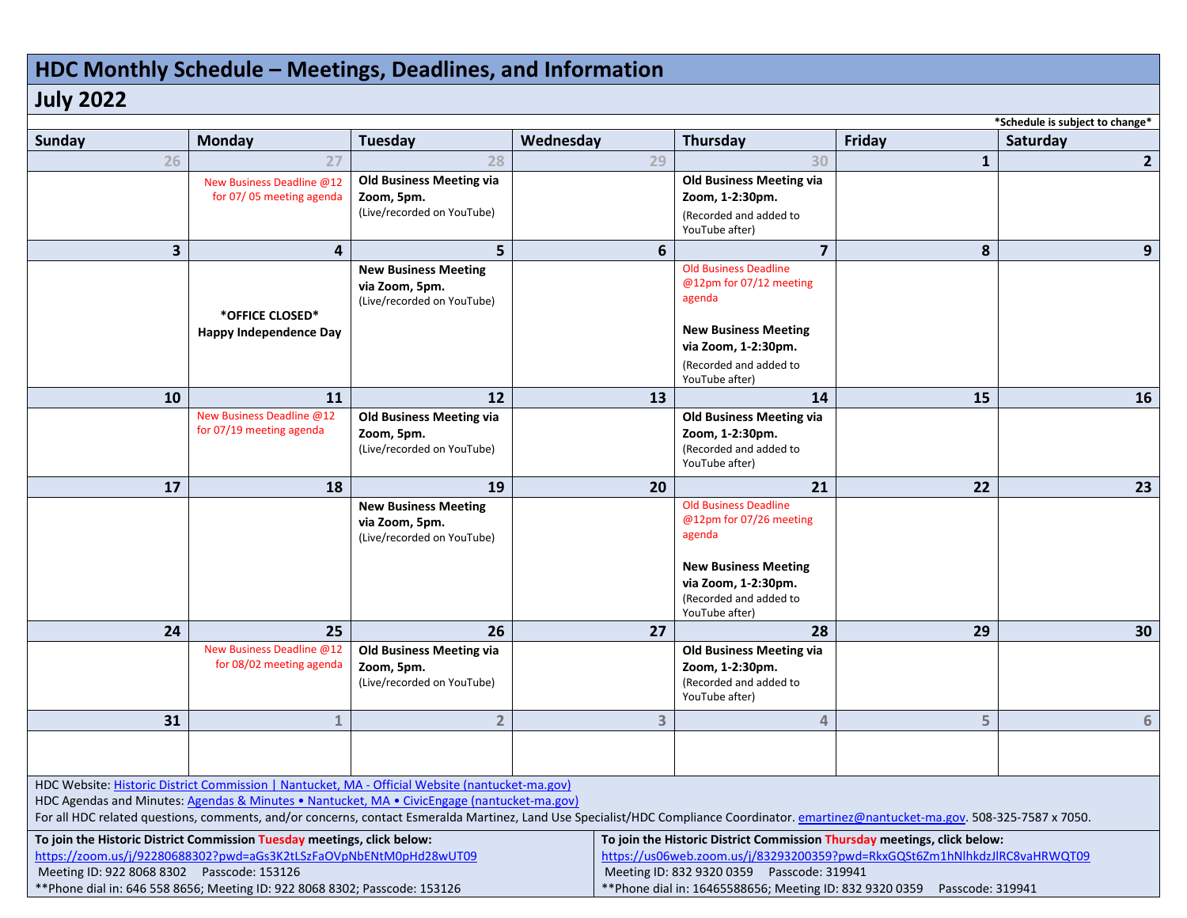# HDC Monthly Schedule – Meetings, Deadlines, and Information

## July 2022

*Schedule is subject to change*

| Sunday | Monday | Tuesday | Wednesday | Thursday | Friday | Saturday |
|---|---|---|---|---|---|---|
| 26 | 27 | 28 | 29 | 30 | 1 | 2 |
| | New Business Deadline @12 for 07/ 05 meeting agenda | **Old Business Meeting via Zoom, 5pm.** (Live/recorded on YouTube) | | **Old Business Meeting via Zoom, 1-2:30pm.** (Recorded and added to YouTube after) | | |
| 3 | 4 | 5 | 6 | 7 | 8 | 9 |
| | ***OFFICE CLOSED*** **Happy Independence Day** | **New Business Meeting via Zoom, 5pm.** (Live/recorded on YouTube) | | Old Business Deadline @12pm for 07/12 meeting agenda<br><br>**New Business Meeting via Zoom, 1-2:30pm.** (Recorded and added to YouTube after) | | |
| 10 | 11 | 12 | 13 | 14 | 15 | 16 |
| | New Business Deadline @12 for 07/19 meeting agenda | **Old Business Meeting via Zoom, 5pm.** (Live/recorded on YouTube) | | **Old Business Meeting via Zoom, 1-2:30pm.** (Recorded and added to YouTube after) | | |
| 17 | 18 | 19 | 20 | 21 | 22 | 23 |
| | | **New Business Meeting via Zoom, 5pm.** (Live/recorded on YouTube) | | Old Business Deadline @12pm for 07/26 meeting agenda<br><br>**New Business Meeting via Zoom, 1-2:30pm.** (Recorded and added to YouTube after) | | |
| 24 | 25 | 26 | 27 | 28 | 29 | 30 |
| | New Business Deadline @12 for 08/02 meeting agenda | **Old Business Meeting via Zoom, 5pm.** (Live/recorded on YouTube) | | **Old Business Meeting via Zoom, 1-2:30pm.** (Recorded and added to YouTube after) | | |
| 31 | 1 | 2 | 3 | 4 | 5 | 6 |
| | | | | | | |

HDC Website: [Historic District Commission | Nantucket, MA - Official Website (nantucket-ma.gov)]

HDC Agendas and Minutes: [Agendas & Minutes • Nantucket, MA • CivicEngage (nantucket-ma.gov)]

For all HDC related questions, comments, and/or concerns, contact Esmeralda Martinez, Land Use Specialist/HDC Compliance Coordinator. emartinez@nantucket-ma.gov. 508-325-7587 x 7050.

**To join the Historic District Commission Tuesday meetings, click below:**
https://zoom.us/j/92280688302?pwd=aGs3K2tLSzFaOVpNbENtM0pHd28wUT09
Meeting ID: 922 8068 8302 Passcode: 153126
**Phone dial in: 646 558 8656; Meeting ID: 922 8068 8302; Passcode: 153126

**To join the Historic District Commission Thursday meetings, click below:**
https://us06web.zoom.us/j/83293200359?pwd=RkxGQSt6Zm1hNlhkdzJlRC8vaHRWQT09
Meeting ID: 832 9320 0359 Passcode: 319941
**Phone dial in: 16465588656; Meeting ID: 832 9320 0359 Passcode: 319941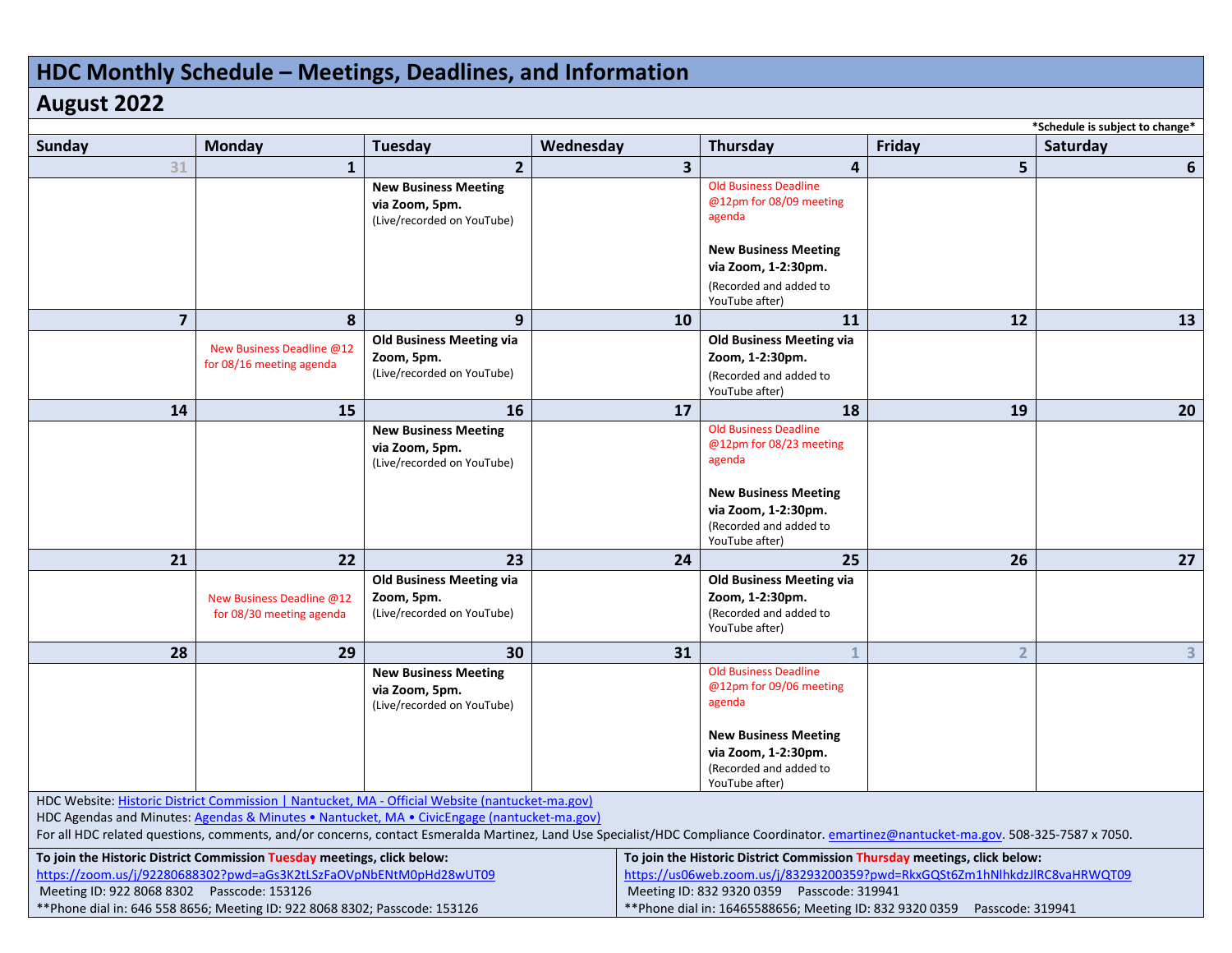# HDC Monthly Schedule – Meetings, Deadlines, and Information

## August 2022

*Schedule is subject to change*

| Sunday | Monday | Tuesday | Wednesday | Thursday | Friday | Saturday |
|---|---|---|---|---|---|---|
| 31 | 1 | 2 | 3 | 4 | 5 | 6 |
| | | **New Business Meeting via Zoom, 5pm.** (Live/recorded on YouTube) | | Old Business Deadline @12pm for 08/09 meeting agenda<br><br>**New Business Meeting via Zoom, 1-2:30pm.** (Recorded and added to YouTube after) | | |
| 7 | 8 | 9 | 10 | 11 | 12 | 13 |
| | New Business Deadline @12 for 08/16 meeting agenda | **Old Business Meeting via Zoom, 5pm.** (Live/recorded on YouTube) | | **Old Business Meeting via Zoom, 1-2:30pm.** (Recorded and added to YouTube after) | | |
| 14 | 15 | 16 | 17 | 18 | 19 | 20 |
| | | **New Business Meeting via Zoom, 5pm.** (Live/recorded on YouTube) | | Old Business Deadline @12pm for 08/23 meeting agenda<br><br>**New Business Meeting via Zoom, 1-2:30pm.** (Recorded and added to YouTube after) | | |
| 21 | 22 | 23 | 24 | 25 | 26 | 27 |
| | New Business Deadline @12 for 08/30 meeting agenda | **Old Business Meeting via Zoom, 5pm.** (Live/recorded on YouTube) | | **Old Business Meeting via Zoom, 1-2:30pm.** (Recorded and added to YouTube after) | | |
| 28 | 29 | 30 | 31 | 1 | 2 | 3 |
| | | **New Business Meeting via Zoom, 5pm.** (Live/recorded on YouTube) | | Old Business Deadline @12pm for 09/06 meeting agenda<br><br>**New Business Meeting via Zoom, 1-2:30pm.** (Recorded and added to YouTube after) | | |

HDC Website: Historic District Commission | Nantucket, MA - Official Website (nantucket-ma.gov)

HDC Agendas and Minutes: Agendas & Minutes • Nantucket, MA • CivicEngage (nantucket-ma.gov)

For all HDC related questions, comments, and/or concerns, contact Esmeralda Martinez, Land Use Specialist/HDC Compliance Coordinator. emartinez@nantucket-ma.gov. 508-325-7587 x 7050.

**To join the Historic District Commission Tuesday meetings, click below:**
https://zoom.us/j/92280688302?pwd=aGs3K2tLSzFaOVpNbENtM0pHd28wUT09
Meeting ID: 922 8068 8302 Passcode: 153126
**Phone dial in: 646 558 8656; Meeting ID: 922 8068 8302; Passcode: 153126

**To join the Historic District Commission Thursday meetings, click below:**
https://us06web.zoom.us/j/83293200359?pwd=RkxGQSt6Zm1hNlhkdzJlRC8vaHRWQT09
Meeting ID: 832 9320 0359 Passcode: 319941
**Phone dial in: 16465588656; Meeting ID: 832 9320 0359 Passcode: 319941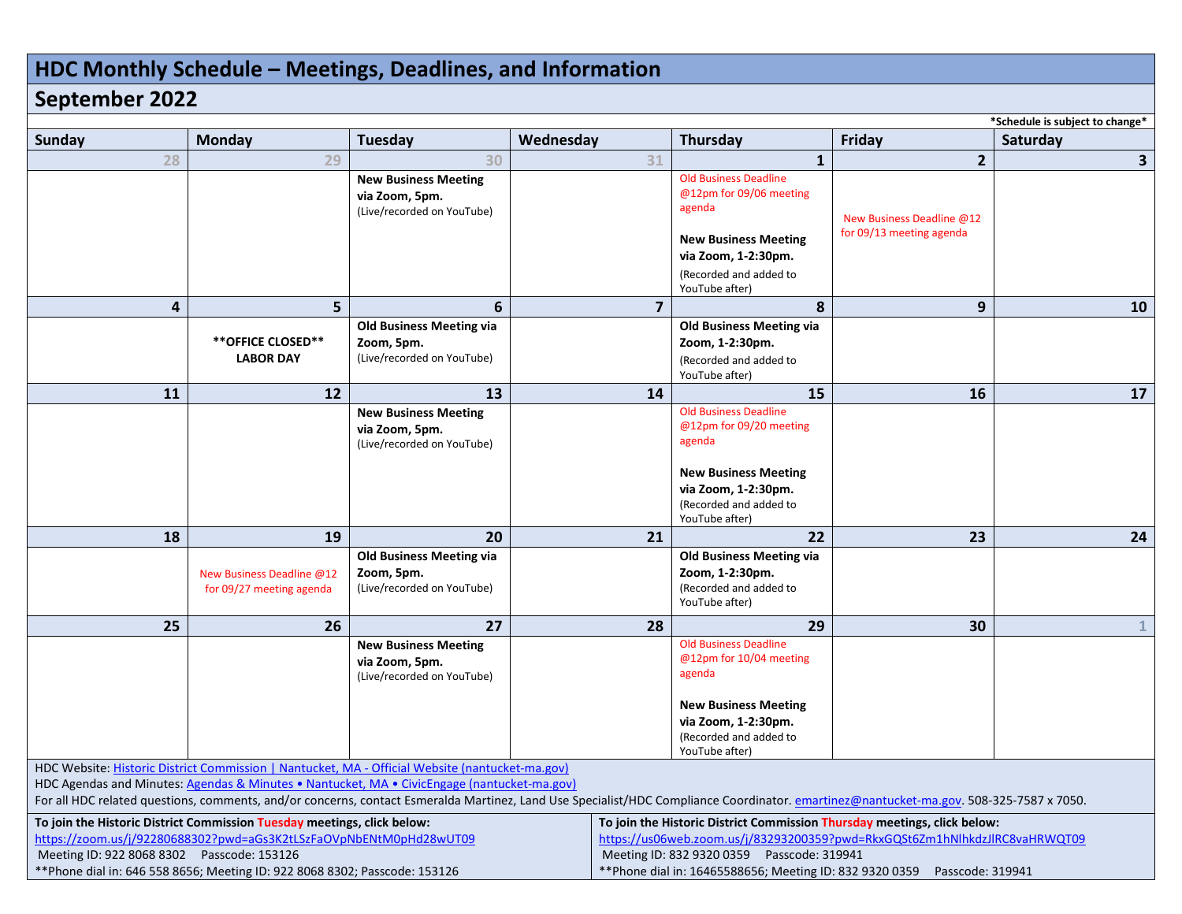# HDC Monthly Schedule – Meetings, Deadlines, and Information

## September 2022

*Schedule is subject to change*

| Sunday | Monday | Tuesday | Wednesday | Thursday | Friday | Saturday |
|---|---|---|---|---|---|---|
| 28 | 29 | 30 | 31 | 1 | 2 | 3 |
| | | **New Business Meeting via Zoom, 5pm.** (Live/recorded on YouTube) | | Old Business Deadline @12pm for 09/06 meeting agenda<br>**New Business Meeting via Zoom, 1-2:30pm.** (Recorded and added to YouTube after) | New Business Deadline @12 for 09/13 meeting agenda | |
| 4 | 5 | 6 | 7 | 8 | 9 | 10 |
| | **\*\*OFFICE CLOSED\*\* LABOR DAY** | **Old Business Meeting via Zoom, 5pm.** (Live/recorded on YouTube) | | **Old Business Meeting via Zoom, 1-2:30pm.** (Recorded and added to YouTube after) | | |
| 11 | 12 | 13 | 14 | 15 | 16 | 17 |
| | | **New Business Meeting via Zoom, 5pm.** (Live/recorded on YouTube) | | Old Business Deadline @12pm for 09/20 meeting agenda<br>**New Business Meeting via Zoom, 1-2:30pm.** (Recorded and added to YouTube after) | | |
| 18 | 19 | 20 | 21 | 22 | 23 | 24 |
| | New Business Deadline @12 for 09/27 meeting agenda | **Old Business Meeting via Zoom, 5pm.** (Live/recorded on YouTube) | | **Old Business Meeting via Zoom, 1-2:30pm.** (Recorded and added to YouTube after) | | |
| 25 | 26 | 27 | 28 | 29 | 30 | 1 |
| | | **New Business Meeting via Zoom, 5pm.** (Live/recorded on YouTube) | | Old Business Deadline @12pm for 10/04 meeting agenda<br>**New Business Meeting via Zoom, 1-2:30pm.** (Recorded and added to YouTube after) | | |

HDC Website: Historic District Commission | Nantucket, MA - Official Website (nantucket-ma.gov)

HDC Agendas and Minutes: Agendas & Minutes • Nantucket, MA • CivicEngage (nantucket-ma.gov)

For all HDC related questions, comments, and/or concerns, contact Esmeralda Martinez, Land Use Specialist/HDC Compliance Coordinator. emartinez@nantucket-ma.gov. 508-325-7587 x 7050.

**To join the Historic District Commission Tuesday meetings, click below:**
https://zoom.us/j/92280688302?pwd=aGs3K2tLSzFaOVpNbENtM0pHd28wUT09
Meeting ID: 922 8068 8302 Passcode: 153126
**Phone dial in: 646 558 8656; Meeting ID: 922 8068 8302; Passcode: 153126

**To join the Historic District Commission Thursday meetings, click below:**
https://us06web.zoom.us/j/83293200359?pwd=RkxGQSt6Zm1hNlhkdzJlRC8vaHRWQT09
Meeting ID: 832 9320 0359 Passcode: 319941
**Phone dial in: 16465588656; Meeting ID: 832 9320 0359 Passcode: 319941